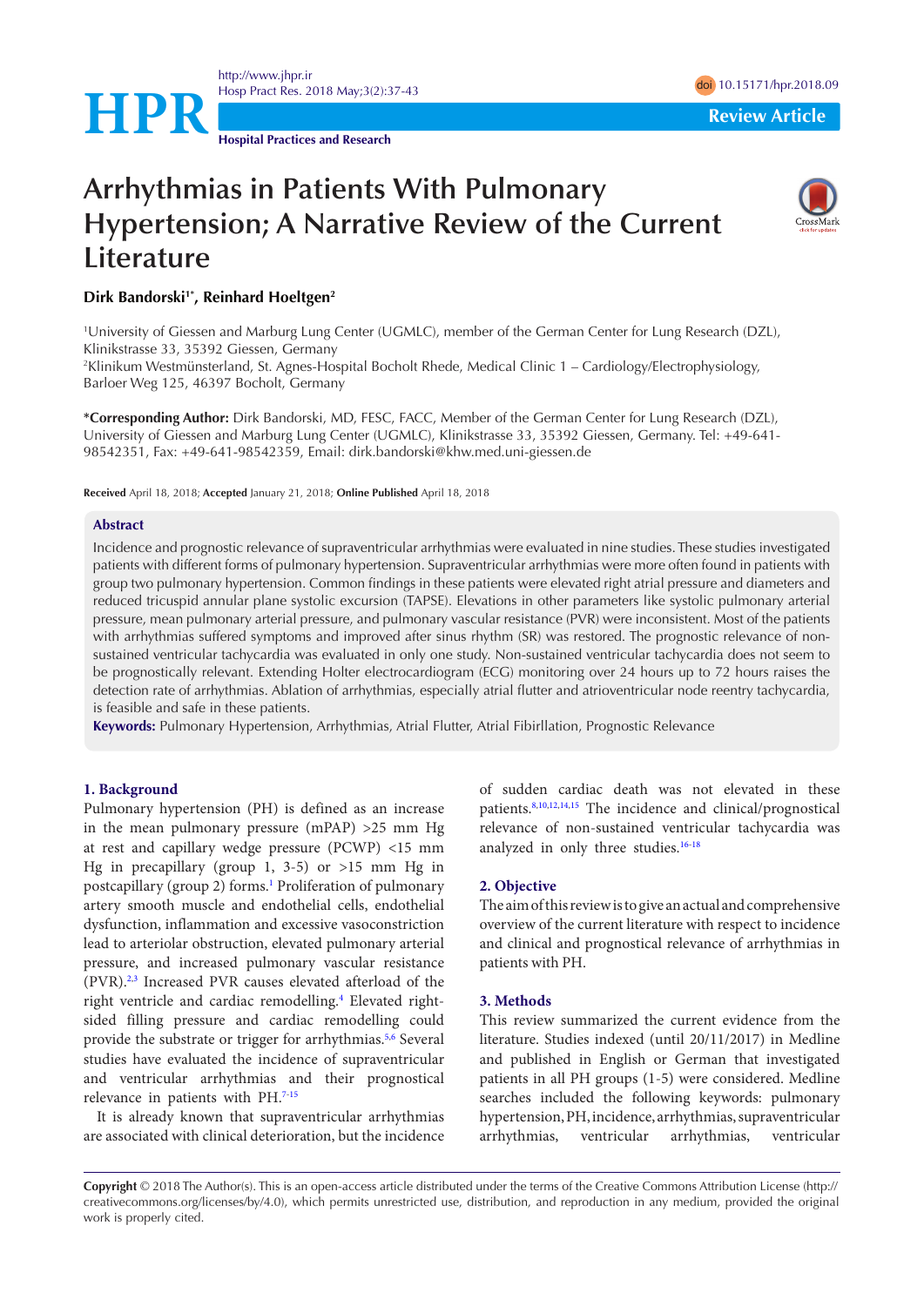# Arrhythmias in Patients With Pulmonary Hypertension; A Narrative Review of the Current Literature

**Dirk Bandorski[1*], Reinhard Hoeltgen[2]**

[1]University of Giessen and Marburg Lung Center (UGMLC), member of the German Center for Lung Research (DZL), Klinikstrasse 33, 35392 Giessen, Germany
[2]Klinikum Westmünsterland, St. Agnes-Hospital Bocholt Rhede, Medical Clinic 1 – Cardiology/Electrophysiology, Barloer Weg 125, 46397 Bocholt, Germany

***Corresponding Author:** Dirk Bandorski, MD, FESC, FACC, Member of the German Center for Lung Research (DZL), University of Giessen and Marburg Lung Center (UGMLC), Klinikstrasse 33, 35392 Giessen, Germany. Tel: +49-641-98542351, Fax: +49-641-98542359, Email: dirk.bandorski@khw.med.uni-giessen.de

**Received** April 18, 2018; **Accepted** January 21, 2018; **Online Published** April 18, 2018

## Abstract

Incidence and prognostic relevance of supraventricular arrhythmias were evaluated in nine studies. These studies investigated patients with different forms of pulmonary hypertension. Supraventricular arrhythmias were more often found in patients with group two pulmonary hypertension. Common findings in these patients were elevated right atrial pressure and diameters and reduced tricuspid annular plane systolic excursion (TAPSE). Elevations in other parameters like systolic pulmonary arterial pressure, mean pulmonary arterial pressure, and pulmonary vascular resistance (PVR) were inconsistent. Most of the patients with arrhythmias suffered symptoms and improved after sinus rhythm (SR) was restored. The prognostic relevance of non-sustained ventricular tachycardia was evaluated in only one study. Non-sustained ventricular tachycardia does not seem to be prognostically relevant. Extending Holter electrocardiogram (ECG) monitoring over 24 hours up to 72 hours raises the detection rate of arrhythmias. Ablation of arrhythmias, especially atrial flutter and atrioventricular node reentry tachycardia, is feasible and safe in these patients.

**Keywords:** Pulmonary Hypertension, Arrhythmias, Atrial Flutter, Atrial Fibirllation, Prognostic Relevance

## 1. Background

Pulmonary hypertension (PH) is defined as an increase in the mean pulmonary pressure (mPAP) >25 mm Hg at rest and capillary wedge pressure (PCWP) <15 mm Hg in precapillary (group 1, 3-5) or >15 mm Hg in postcapillary (group 2) forms.[1] Proliferation of pulmonary artery smooth muscle and endothelial cells, endothelial dysfunction, inflammation and excessive vasoconstriction lead to arteriolar obstruction, elevated pulmonary arterial pressure, and increased pulmonary vascular resistance (PVR).[2,3] Increased PVR causes elevated afterload of the right ventricle and cardiac remodelling.[4] Elevated right-sided filling pressure and cardiac remodelling could provide the substrate or trigger for arrhythmias.[5,6] Several studies have evaluated the incidence of supraventricular and ventricular arrhythmias and their prognostical relevance in patients with PH.[7-15]

It is already known that supraventricular arrhythmias are associated with clinical deterioration, but the incidence of sudden cardiac death was not elevated in these patients.[8,10,12,14,15] The incidence and clinical/prognostical relevance of non-sustained ventricular tachycardia was analyzed in only three studies.[16-18]

## 2. Objective

The aim of this review is to give an actual and comprehensive overview of the current literature with respect to incidence and clinical and prognostical relevance of arrhythmias in patients with PH.

## 3. Methods

This review summarized the current evidence from the literature. Studies indexed (until 20/11/2017) in Medline and published in English or German that investigated patients in all PH groups (1-5) were considered. Medline searches included the following keywords: pulmonary hypertension, PH, incidence, arrhythmias, supraventricular arrhythmias, ventricular arrhythmias, ventricular

**Copyright** © 2018 The Author(s). This is an open-access article distributed under the terms of the Creative Commons Attribution License (http://creativecommons.org/licenses/by/4.0), which permits unrestricted use, distribution, and reproduction in any medium, provided the original work is properly cited.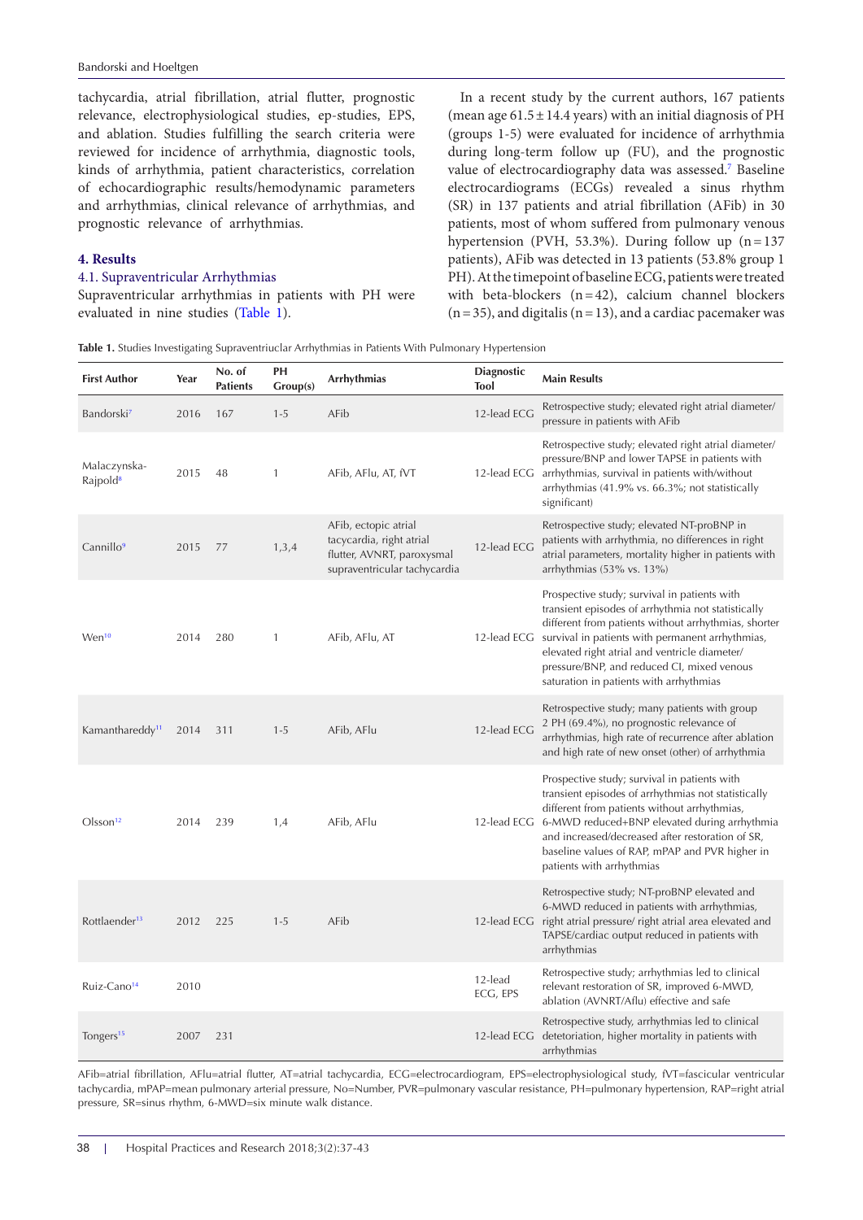tachycardia, atrial fibrillation, atrial flutter, prognostic relevance, electrophysiological studies, ep-studies, EPS, and ablation. Studies fulfilling the search criteria were reviewed for incidence of arrhythmia, diagnostic tools, kinds of arrhythmia, patient characteristics, correlation of echocardiographic results/hemodynamic parameters and arrhythmias, clinical relevance of arrhythmias, and prognostic relevance of arrhythmias.

## 4. Results

### 4.1. Supraventricular Arrhythmias

Supraventricular arrhythmias in patients with PH were evaluated in nine studies (Table 1).

In a recent study by the current authors, 167 patients (mean age 61.5 ± 14.4 years) with an initial diagnosis of PH (groups 1-5) were evaluated for incidence of arrhythmia during long-term follow up (FU), and the prognostic value of electrocardiography data was assessed.[7] Baseline electrocardiograms (ECGs) revealed a sinus rhythm (SR) in 137 patients and atrial fibrillation (AFib) in 30 patients, most of whom suffered from pulmonary venous hypertension (PVH, 53.3%). During follow up (n = 137 patients), AFib was detected in 13 patients (53.8% group 1 PH). At the timepoint of baseline ECG, patients were treated with beta-blockers (n = 42), calcium channel blockers (n = 35), and digitalis (n = 13), and a cardiac pacemaker was

**Table 1.** Studies Investigating Supraventriuclar Arrhythmias in Patients With Pulmonary Hypertension

| First Author | Year | No. of Patients | PH Group(s) | Arrhythmias | Diagnostic Tool | Main Results |
|---|---|---|---|---|---|---|
| Bandorski[7] | 2016 | 167 | 1-5 | AFib | 12-lead ECG | Retrospective study; elevated right atrial diameter/ pressure in patients with AFib |
| Malaczynska-Rajpold[8] | 2015 | 48 | 1 | AFib, AFlu, AT, fVT | 12-lead ECG | Retrospective study; elevated right atrial diameter/ pressure/BNP and lower TAPSE in patients with arrhythmias, survival in patients with/without arrhythmias (41.9% vs. 66.3%; not statistically significant) |
| Cannillo[9] | 2015 | 77 | 1,3,4 | AFib, ectopic atrial tacycardia, right atrial flutter, AVNRT, paroxysmal supraventricular tachycardia | 12-lead ECG | Retrospective study; elevated NT-proBNP in patients with arrhythmia, no differences in right atrial parameters, mortality higher in patients with arrhythmias (53% vs. 13%) |
| Wen[10] | 2014 | 280 | 1 | AFib, AFlu, AT | 12-lead ECG | Prospective study; survival in patients with transient episodes of arrhythmia not statistically different from patients without arrhythmias, shorter survival in patients with permanent arrhythmias, elevated right atrial and ventricle diameter/ pressure/BNP, and reduced CI, mixed venous saturation in patients with arrhythmias |
| Kamanthareddy[11] | 2014 | 311 | 1-5 | AFib, AFlu | 12-lead ECG | Retrospective study; many patients with group 2 PH (69.4%), no prognostic relevance of arrhythmias, high rate of recurrence after ablation and high rate of new onset (other) of arrhythmia |
| Olsson[12] | 2014 | 239 | 1,4 | AFib, AFlu | 12-lead ECG | Prospective study; survival in patients with transient episodes of arrhythmias not statistically different from patients without arrhythmias, 6-MWD reduced+BNP elevated during arrhythmia and increased/decreased after restoration of SR, baseline values of RAP, mPAP and PVR higher in patients with arrhythmias |
| Rottlaender[13] | 2012 | 225 | 1-5 | AFib | 12-lead ECG | Retrospective study; NT-proBNP elevated and 6-MWD reduced in patients with arrhythmias, right atrial pressure/ right atrial area elevated and TAPSE/cardiac output reduced in patients with arrhythmias |
| Ruiz-Cano[14] | 2010 | | | | 12-lead ECG, EPS | Retrospective study; arrhythmias led to clinical relevant restoration of SR, improved 6-MWD, ablation (AVNRT/Aflu) effective and safe |
| Tongers[15] | 2007 | 231 | | | 12-lead ECG | Retrospective study, arrhythmias led to clinical detetioration, higher mortality in patients with arrhythmias |

AFib=atrial fibrillation, AFlu=atrial flutter, AT=atrial tachycardia, ECG=electrocardiogram, EPS=electrophysiological study, fVT=fascicular ventricular tachycardia, mPAP=mean pulmonary arterial pressure, No=Number, PVR=pulmonary vascular resistance, PH=pulmonary hypertension, RAP=right atrial pressure, SR=sinus rhythm, 6-MWD=six minute walk distance.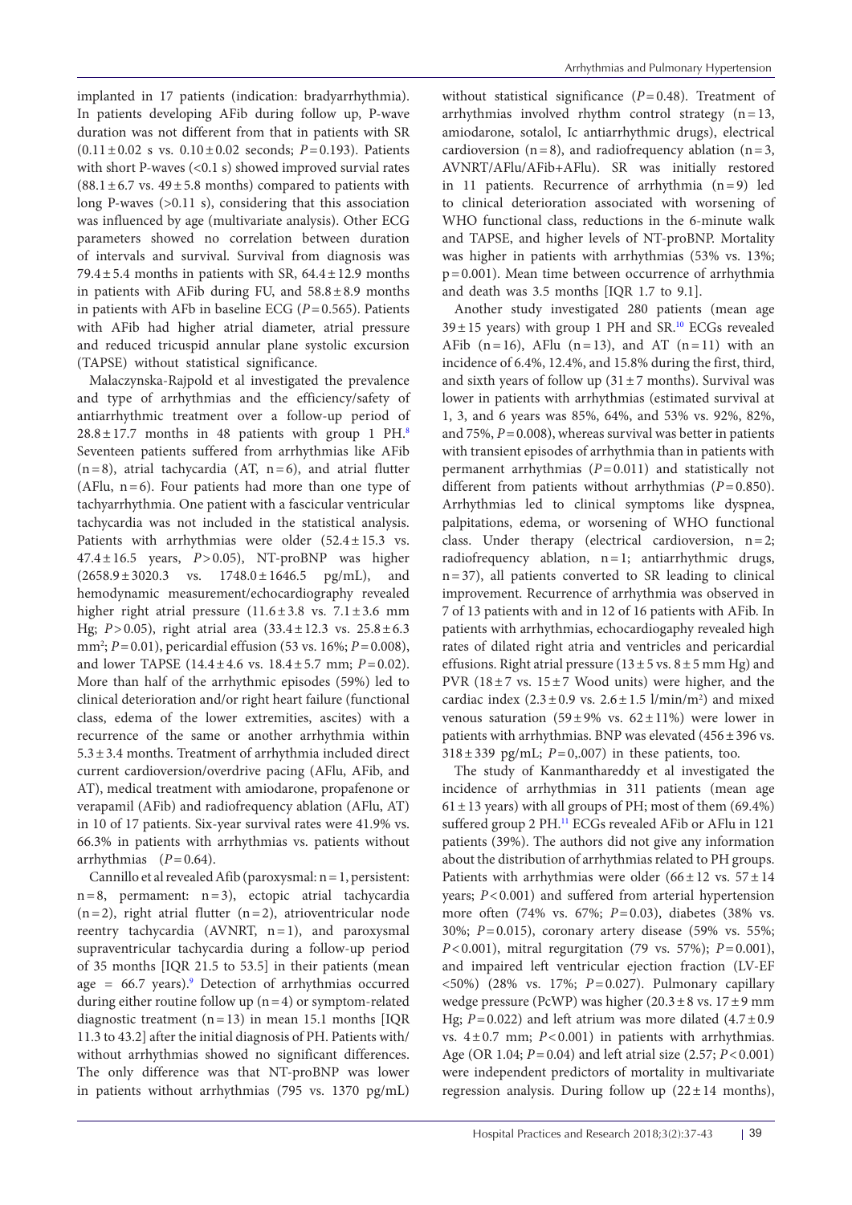implanted in 17 patients (indication: bradyarrhythmia). In patients developing AFib during follow up, P-wave duration was not different from that in patients with SR ($0.11 \pm 0.02$ s vs. $0.10 \pm 0.02$ seconds; $P = 0.193$). Patients with short P-waves (<0.1 s) showed improved survial rates ($88.1 \pm 6.7$ vs. $49 \pm 5.8$ months) compared to patients with long P-waves (>0.11 s), considering that this association was influenced by age (multivariate analysis). Other ECG parameters showed no correlation between duration of intervals and survival. Survival from diagnosis was $79.4 \pm 5.4$ months in patients with SR, $64.4 \pm 12.9$ months in patients with AFib during FU, and $58.8 \pm 8.9$ months in patients with AFb in baseline ECG ($P = 0.565$). Patients with AFib had higher atrial diameter, atrial pressure and reduced tricuspid annular plane systolic excursion (TAPSE) without statistical significance.

Malaczynska-Rajpold et al investigated the prevalence and type of arrhythmias and the efficiency/safety of antiarrhythmic treatment over a follow-up period of $28.8 \pm 17.7$ months in 48 patients with group 1 PH.[8] Seventeen patients suffered from arrhythmias like AFib (n = 8), atrial tachycardia (AT, n = 6), and atrial flutter (AFlu, n = 6). Four patients had more than one type of tachyarrhythmia. One patient with a fascicular ventricular tachycardia was not included in the statistical analysis. Patients with arrhythmias were older ($52.4 \pm 15.3$ vs. $47.4 \pm 16.5$ years, $P > 0.05$), NT-proBNP was higher ($2658.9 \pm 3020.3$ vs. $1748.0 \pm 1646.5$ pg/mL), and hemodynamic measurement/echocardiography revealed higher right atrial pressure ($11.6 \pm 3.8$ vs. $7.1 \pm 3.6$ mm Hg; $P > 0.05$), right atrial area ($33.4 \pm 12.3$ vs. $25.8 \pm 6.3$ mm$^2$; $P = 0.01$), pericardial effusion (53 vs. 16%; $P = 0.008$), and lower TAPSE ($14.4 \pm 4.6$ vs. $18.4 \pm 5.7$ mm; $P = 0.02$). More than half of the arrhythmic episodes (59%) led to clinical deterioration and/or right heart failure (functional class, edema of the lower extremities, ascites) with a recurrence of the same or another arrhythmia within $5.3 \pm 3.4$ months. Treatment of arrhythmia included direct current cardioversion/overdrive pacing (AFlu, AFib, and AT), medical treatment with amiodarone, propafenone or verapamil (AFib) and radiofrequency ablation (AFlu, AT) in 10 of 17 patients. Six-year survival rates were 41.9% vs. 66.3% in patients with arrhythmias vs. patients without arrhythmias ($P = 0.64$).

Cannillo et al revealed Afib (paroxysmal: n = 1, persistent: n = 8, permament: n = 3), ectopic atrial tachycardia (n = 2), right atrial flutter (n = 2), atrioventricular node reentry tachycardia (AVNRT, n = 1), and paroxysmal supraventricular tachycardia during a follow-up period of 35 months [IQR 21.5 to 53.5] in their patients (mean age = 66.7 years).[9] Detection of arrhythmias occurred during either routine follow up (n = 4) or symptom-related diagnostic treatment (n = 13) in mean 15.1 months [IQR 11.3 to 43.2] after the initial diagnosis of PH. Patients with/without arrhythmias showed no significant differences. The only difference was that NT-proBNP was lower in patients without arrhythmias (795 vs. 1370 pg/mL) without statistical significance ($P = 0.48$). Treatment of arrhythmias involved rhythm control strategy (n = 13, amiodarone, sotalol, Ic antiarrhythmic drugs), electrical cardioversion (n = 8), and radiofrequency ablation (n = 3, AVNRT/AFlu/AFib+AFlu). SR was initially restored in 11 patients. Recurrence of arrhythmia (n = 9) led to clinical deterioration associated with worsening of WHO functional class, reductions in the 6-minute walk and TAPSE, and higher levels of NT-proBNP. Mortality was higher in patients with arrhythmias (53% vs. 13%; p = 0.001). Mean time between occurrence of arrhythmia and death was 3.5 months [IQR 1.7 to 9.1].

Another study investigated 280 patients (mean age $39 \pm 15$ years) with group 1 PH and SR.[10] ECGs revealed AFib (n = 16), AFlu (n = 13), and AT (n = 11) with an incidence of 6.4%, 12.4%, and 15.8% during the first, third, and sixth years of follow up ($31 \pm 7$ months). Survival was lower in patients with arrhythmias (estimated survival at 1, 3, and 6 years was 85%, 64%, and 53% vs. 92%, 82%, and 75%, $P = 0.008$), whereas survival was better in patients with transient episodes of arrhythmia than in patients with permanent arrhythmias ($P = 0.011$) and statistically not different from patients without arrhythmias ($P = 0.850$). Arrhythmias led to clinical symptoms like dyspnea, palpitations, edema, or worsening of WHO functional class. Under therapy (electrical cardioversion, n = 2; radiofrequency ablation, n = 1; antiarrhythmic drugs, n = 37), all patients converted to SR leading to clinical improvement. Recurrence of arrhythmia was observed in 7 of 13 patients with and in 12 of 16 patients with AFib. In patients with arrhythmias, echocardiogaphy revealed high rates of dilated right atria and ventricles and pericardial effusions. Right atrial pressure ($13 \pm 5$ vs. $8 \pm 5$ mm Hg) and PVR ($18 \pm 7$ vs. $15 \pm 7$ Wood units) were higher, and the cardiac index ($2.3 \pm 0.9$ vs. $2.6 \pm 1.5$ l/min/m$^2$) and mixed venous saturation ($59 \pm 9$% vs. $62 \pm 11$%) were lower in patients with arrhythmias. BNP was elevated ($456 \pm 396$ vs. $318 \pm 339$ pg/mL; $P = 0,.007$) in these patients, too.

The study of Kanmanthareddy et al investigated the incidence of arrhythmias in 311 patients (mean age $61 \pm 13$ years) with all groups of PH; most of them (69.4%) suffered group 2 PH.[11] ECGs revealed AFib or AFlu in 121 patients (39%). The authors did not give any information about the distribution of arrhythmias related to PH groups. Patients with arrhythmias were older ($66 \pm 12$ vs. $57 \pm 14$ years; $P < 0.001$) and suffered from arterial hypertension more often (74% vs. 67%; $P = 0.03$), diabetes (38% vs. 30%; $P = 0.015$), coronary artery disease (59% vs. 55%; $P < 0.001$), mitral regurgitation (79 vs. 57%); $P = 0.001$), and impaired left ventricular ejection fraction (LV-EF <50%) (28% vs. 17%; $P = 0.027$). Pulmonary capillary wedge pressure (PcWP) was higher ($20.3 \pm 8$ vs. $17 \pm 9$ mm Hg; $P = 0.022$) and left atrium was more dilated ($4.7 \pm 0.9$ vs. $4 \pm 0.7$ mm; $P < 0.001$) in patients with arrhythmias. Age (OR 1.04; $P = 0.04$) and left atrial size (2.57; $P < 0.001$) were independent predictors of mortality in multivariate regression analysis. During follow up ($22 \pm 14$ months),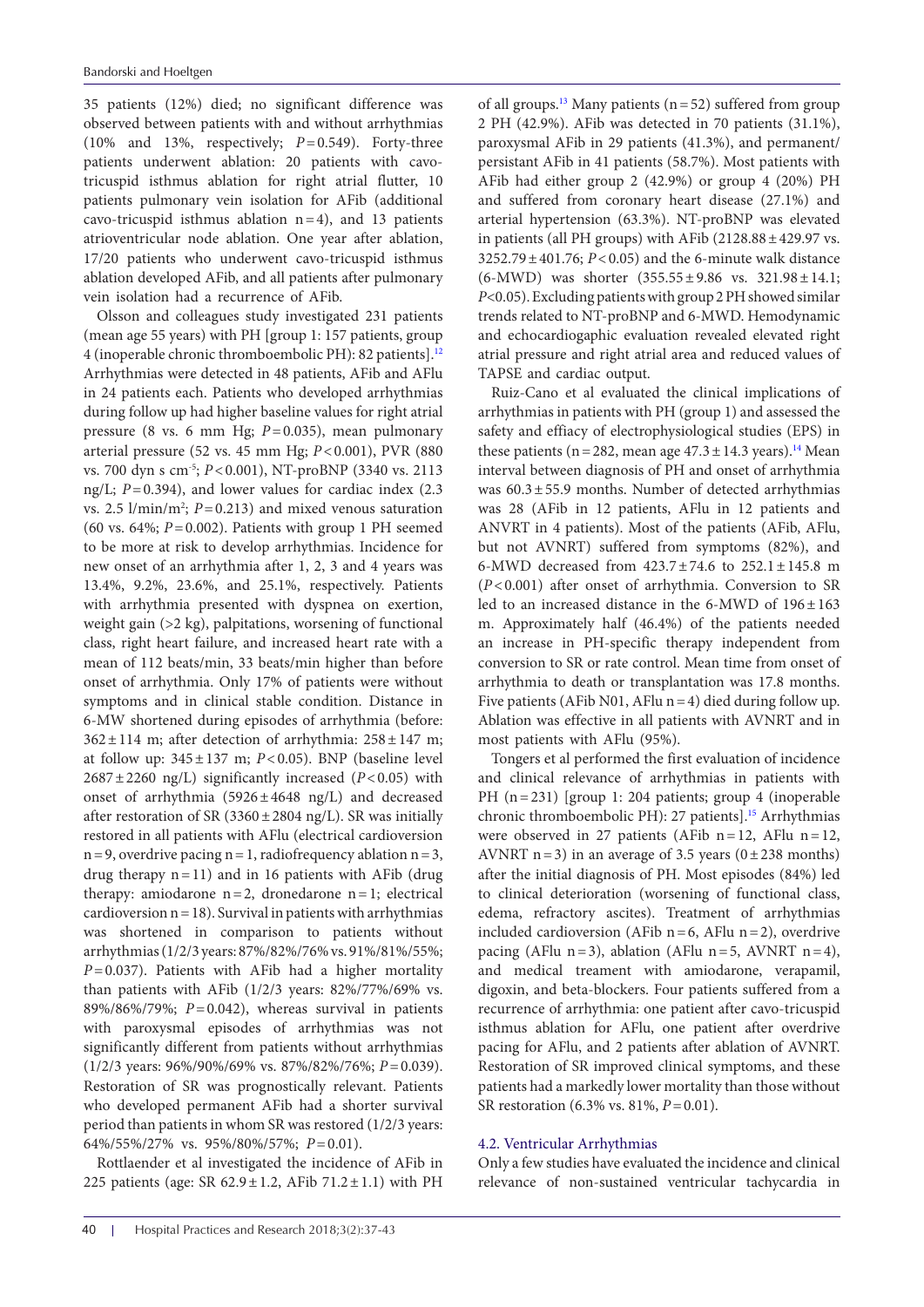35 patients (12%) died; no significant difference was observed between patients with and without arrhythmias (10% and 13%, respectively; $P=0.549$). Forty-three patients underwent ablation: 20 patients with cavo-tricuspid isthmus ablation for right atrial flutter, 10 patients pulmonary vein isolation for AFib (additional cavo-tricuspid isthmus ablation $n=4$), and 13 patients atrioventricular node ablation. One year after ablation, 17/20 patients who underwent cavo-tricuspid isthmus ablation developed AFib, and all patients after pulmonary vein isolation had a recurrence of AFib.

Olsson and colleagues study investigated 231 patients (mean age 55 years) with PH [group 1: 157 patients, group 4 (inoperable chronic thromboembolic PH): 82 patients].[12] Arrhythmias were detected in 48 patients, AFib and AFlu in 24 patients each. Patients who developed arrhythmias during follow up had higher baseline values for right atrial pressure (8 vs. 6 mm Hg; $P=0.035$), mean pulmonary arterial pressure (52 vs. 45 mm Hg; $P<0.001$), PVR (880 vs. 700 dyn s cm$^{-5}$; $P<0.001$), NT-proBNP (3340 vs. 2113 ng/L; $P=0.394$), and lower values for cardiac index (2.3 vs. 2.5 l/min/m$^2$; $P=0.213$) and mixed venous saturation (60 vs. 64%; $P=0.002$). Patients with group 1 PH seemed to be more at risk to develop arrhythmias. Incidence for new onset of an arrhythmia after 1, 2, 3 and 4 years was 13.4%, 9.2%, 23.6%, and 25.1%, respectively. Patients with arrhythmia presented with dyspnea on exertion, weight gain (>2 kg), palpitations, worsening of functional class, right heart failure, and increased heart rate with a mean of 112 beats/min, 33 beats/min higher than before onset of arrhythmia. Only 17% of patients were without symptoms and in clinical stable condition. Distance in 6-MW shortened during episodes of arrhythmia (before: $362\pm114$ m; after detection of arrhythmia: $258\pm147$ m; at follow up: $345\pm137$ m; $P<0.05$). BNP (baseline level $2687\pm2260$ ng/L) significantly increased ($P<0.05$) with onset of arrhythmia ($5926\pm4648$ ng/L) and decreased after restoration of SR ($3360\pm2804$ ng/L). SR was initially restored in all patients with AFlu (electrical cardioversion $n=9$, overdrive pacing $n=1$, radiofrequency ablation $n=3$, drug therapy $n=11$) and in 16 patients with AFib (drug therapy: amiodarone $n=2$, dronedarone $n=1$; electrical cardioversion $n=18$). Survival in patients with arrhythmias was shortened in comparison to patients without arrhythmias (1/2/3 years: 87%/82%/76% vs. 91%/81%/55%; $P=0.037$). Patients with AFib had a higher mortality than patients with AFib (1/2/3 years: 82%/77%/69% vs. 89%/86%/79%; $P=0.042$), whereas survival in patients with paroxysmal episodes of arrhythmias was not significantly different from patients without arrhythmias (1/2/3 years: 96%/90%/69% vs. 87%/82%/76%; $P=0.039$). Restoration of SR was prognostically relevant. Patients who developed permanent AFib had a shorter survival period than patients in whom SR was restored (1/2/3 years: 64%/55%/27% vs. 95%/80%/57%; $P=0.01$).

Rottlaender et al investigated the incidence of AFib in 225 patients (age: SR $62.9\pm1.2$, AFib $71.2\pm1.1$) with PH of all groups.[13] Many patients ($n=52$) suffered from group 2 PH (42.9%). AFib was detected in 70 patients (31.1%), paroxysmal AFib in 29 patients (41.3%), and permanent/persistant AFib in 41 patients (58.7%). Most patients with AFib had either group 2 (42.9%) or group 4 (20%) PH and suffered from coronary heart disease (27.1%) and arterial hypertension (63.3%). NT-proBNP was elevated in patients (all PH groups) with AFib ($2128.88\pm429.97$ vs. $3252.79\pm401.76$; $P<0.05$) and the 6-minute walk distance (6-MWD) was shorter ($355.55\pm9.86$ vs. $321.98\pm14.1$; $P<0.05$). Excluding patients with group 2 PH showed similar trends related to NT-proBNP and 6-MWD. Hemodynamic and echocardiogaphic evaluation revealed elevated right atrial pressure and right atrial area and reduced values of TAPSE and cardiac output.

Ruiz-Cano et al evaluated the clinical implications of arrhythmias in patients with PH (group 1) and assessed the safety and efficacy of electrophysiological studies (EPS) in these patients ($n=282$, mean age $47.3\pm14.3$ years).[14] Mean interval between diagnosis of PH and onset of arrhythmia was $60.3\pm55.9$ months. Number of detected arrhythmias was 28 (AFib in 12 patients, AFlu in 12 patients and ANVRT in 4 patients). Most of the patients (AFib, AFlu, but not AVNRT) suffered from symptoms (82%), and 6-MWD decreased from $423.7\pm74.6$ to $252.1\pm145.8$ m ($P<0.001$) after onset of arrhythmia. Conversion to SR led to an increased distance in the 6-MWD of $196\pm163$ m. Approximately half (46.4%) of the patients needed an increase in PH-specific therapy independent from conversion to SR or rate control. Mean time from onset of arrhythmia to death or transplantation was 17.8 months. Five patients (AFib N01, AFlu $n=4$) died during follow up. Ablation was effective in all patients with AVNRT and in most patients with AFlu (95%).

Tongers et al performed the first evaluation of incidence and clinical relevance of arrhythmias in patients with PH ($n=231$) [group 1: 204 patients; group 4 (inoperable chronic thromboembolic PH): 27 patients].[15] Arrhythmias were observed in 27 patients (AFib $n=12$, AFlu $n=12$, AVNRT $n=3$) in an average of 3.5 years ($0\pm238$ months) after the initial diagnosis of PH. Most episodes (84%) led to clinical deterioration (worsening of functional class, edema, refractory ascites). Treatment of arrhythmias included cardioversion (AFib $n=6$, AFlu $n=2$), overdrive pacing (AFlu $n=3$), ablation (AFlu $n=5$, AVNRT $n=4$), and medical treament with amiodarone, verapamil, digoxin, and beta-blockers. Four patients suffered from a recurrence of arrhythmia: one patient after cavo-tricuspid isthmus ablation for AFlu, one patient after overdrive pacing for AFlu, and 2 patients after ablation of AVNRT. Restoration of SR improved clinical symptoms, and these patients had a markedly lower mortality than those without SR restoration (6.3% vs. 81%, $P=0.01$).

### 4.2. Ventricular Arrhythmias

Only a few studies have evaluated the incidence and clinical relevance of non-sustained ventricular tachycardia in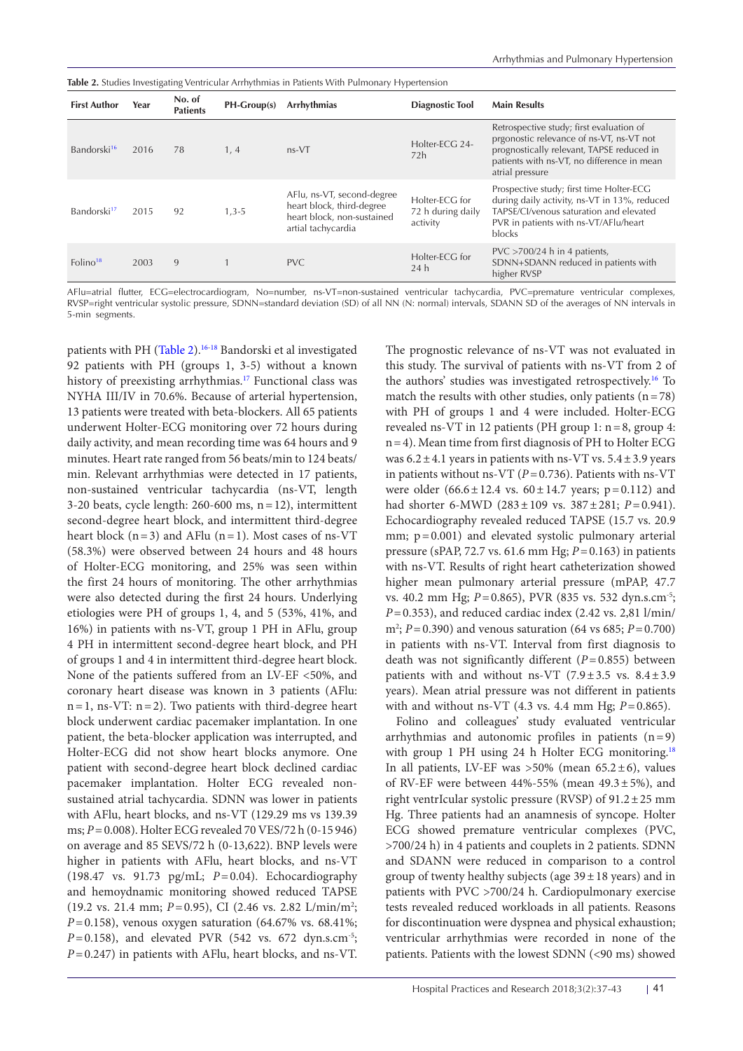**Table 2.** Studies Investigating Ventricular Arrhythmias in Patients With Pulmonary Hypertension

| First Author | Year | No. of Patients | PH-Group(s) | Arrhythmias | Diagnostic Tool | Main Results |
|---|---|---|---|---|---|---|
| Bandorski[16] | 2016 | 78 | 1, 4 | ns-VT | Holter-ECG 24-72h | Retrospective study; first evaluation of prgonostic relevance of ns-VT, ns-VT not prognostically relevant, TAPSE reduced in patients with ns-VT, no difference in mean atrial pressure |
| Bandorski[17] | 2015 | 92 | 1,3-5 | AFlu, ns-VT, second-degree heart block, third-degree heart block, non-sustained artial tachycardia | Holter-ECG for 72 h during daily activity | Prospective study; first time Holter-ECG during daily activity, ns-VT in 13%, reduced TAPSE/CI/venous saturation and elevated PVR in patients with ns-VT/AFlu/heart blocks |
| Folino[18] | 2003 | 9 | 1 | PVC | Holter-ECG for 24 h | PVC >700/24 h in 4 patients, SDNN+SDANN reduced in patients with higher RVSP |

AFlu=atrial flutter, ECG=electrocardiogram, No=number, ns-VT=non-sustained ventricular tachycardia, PVC=premature ventricular complexes, RVSP=right ventricular systolic pressure, SDNN=standard deviation (SD) of all NN (N: normal) intervals, SDANN SD of the averages of NN intervals in 5-min segments.

patients with PH (Table 2).[16-18] Bandorski et al investigated 92 patients with PH (groups 1, 3-5) without a known history of preexisting arrhythmias.[17] Functional class was NYHA III/IV in 70.6%. Because of arterial hypertension, 13 patients were treated with beta-blockers. All 65 patients underwent Holter-ECG monitoring over 72 hours during daily activity, and mean recording time was 64 hours and 9 minutes. Heart rate ranged from 56 beats/min to 124 beats/min. Relevant arrhythmias were detected in 17 patients, non-sustained ventricular tachycardia (ns-VT, length 3-20 beats, cycle length: 260-600 ms, n = 12), intermittent second-degree heart block, and intermittent third-degree heart block (n = 3) and AFlu (n = 1). Most cases of ns-VT (58.3%) were observed between 24 hours and 48 hours of Holter-ECG monitoring, and 25% was seen within the first 24 hours of monitoring. The other arrhythmias were also detected during the first 24 hours. Underlying etiologies were PH of groups 1, 4, and 5 (53%, 41%, and 16%) in patients with ns-VT, group 1 PH in AFlu, group 4 PH in intermittent second-degree heart block, and PH of groups 1 and 4 in intermittent third-degree heart block. None of the patients suffered from an LV-EF <50%, and coronary heart disease was known in 3 patients (AFlu: n = 1, ns-VT: n = 2). Two patients with third-degree heart block underwent cardiac pacemaker implantation. In one patient, the beta-blocker application was interrupted, and Holter-ECG did not show heart blocks anymore. One patient with second-degree heart block declined cardiac pacemaker implantation. Holter ECG revealed non-sustained atrial tachycardia. SDNN was lower in patients with AFlu, heart blocks, and ns-VT (129.29 ms vs 139.39 ms; $P = 0.008$). Holter ECG revealed 70 VES/72 h (0-15 946) on average and 85 SEVS/72 h (0-13,622). BNP levels were higher in patients with AFlu, heart blocks, and ns-VT (198.47 vs. 91.73 pg/mL; $P = 0.04$). Echocardiography and hemoydnamic monitoring showed reduced TAPSE (19.2 vs. 21.4 mm; $P = 0.95$), CI (2.46 vs. 2.82 L/min/m$^2$; $P = 0.158$), venous oxygen saturation (64.67% vs. 68.41%; $P = 0.158$), and elevated PVR (542 vs. 672 dyn.s.cm$^{-5}$; $P = 0.247$) in patients with AFlu, heart blocks, and ns-VT. The prognostic relevance of ns-VT was not evaluated in this study. The survival of patients with ns-VT from 2 of the authors' studies was investigated retrospectively.[16] To match the results with other studies, only patients (n = 78) with PH of groups 1 and 4 were included. Holter-ECG revealed ns-VT in 12 patients (PH group 1: n = 8, group 4: n = 4). Mean time from first diagnosis of PH to Holter ECG was 6.2 ± 4.1 years in patients with ns-VT vs. 5.4 ± 3.9 years in patients without ns-VT ($P = 0.736$). Patients with ns-VT were older (66.6 ± 12.4 vs. 60 ± 14.7 years; p = 0.112) and had shorter 6-MWD (283 ± 109 vs. 387 ± 281; $P = 0.941$). Echocardiography revealed reduced TAPSE (15.7 vs. 20.9 mm; p = 0.001) and elevated systolic pulmonary arterial pressure (sPAP, 72.7 vs. 61.6 mm Hg; $P = 0.163$) in patients with ns-VT. Results of right heart catheterization showed higher mean pulmonary arterial pressure (mPAP, 47.7 vs. 40.2 mm Hg; $P = 0.865$), PVR (835 vs. 532 dyn.s.cm$^{-5}$; $P = 0.353$), and reduced cardiac index (2.42 vs. 2,81 l/min/m$^2$; $P = 0.390$) and venous saturation (64 vs 685; $P = 0.700$) in patients with ns-VT. Interval from first diagnosis to death was not significantly different ($P = 0.855$) between patients with and without ns-VT (7.9 ± 3.5 vs. 8.4 ± 3.9 years). Mean atrial pressure was not different in patients with and without ns-VT (4.3 vs. 4.4 mm Hg; $P = 0.865$).

Folino and colleagues' study evaluated ventricular arrhythmias and autonomic profiles in patients (n = 9) with group 1 PH using 24 h Holter ECG monitoring.[18] In all patients, LV-EF was >50% (mean 65.2 ± 6), values of RV-EF were between 44%-55% (mean 49.3 ± 5%), and right ventrIcular systolic pressure (RVSP) of 91.2 ± 25 mm Hg. Three patients had an anamnesis of syncope. Holter ECG showed premature ventricular complexes (PVC, >700/24 h) in 4 patients and couplets in 2 patients. SDNN and SDANN were reduced in comparison to a control group of twenty healthy subjects (age 39 ± 18 years) and in patients with PVC >700/24 h. Cardiopulmonary exercise tests revealed reduced workloads in all patients. Reasons for discontinuation were dyspnea and physical exhaustion; ventricular arrhythmias were recorded in none of the patients. Patients with the lowest SDNN (<90 ms) showed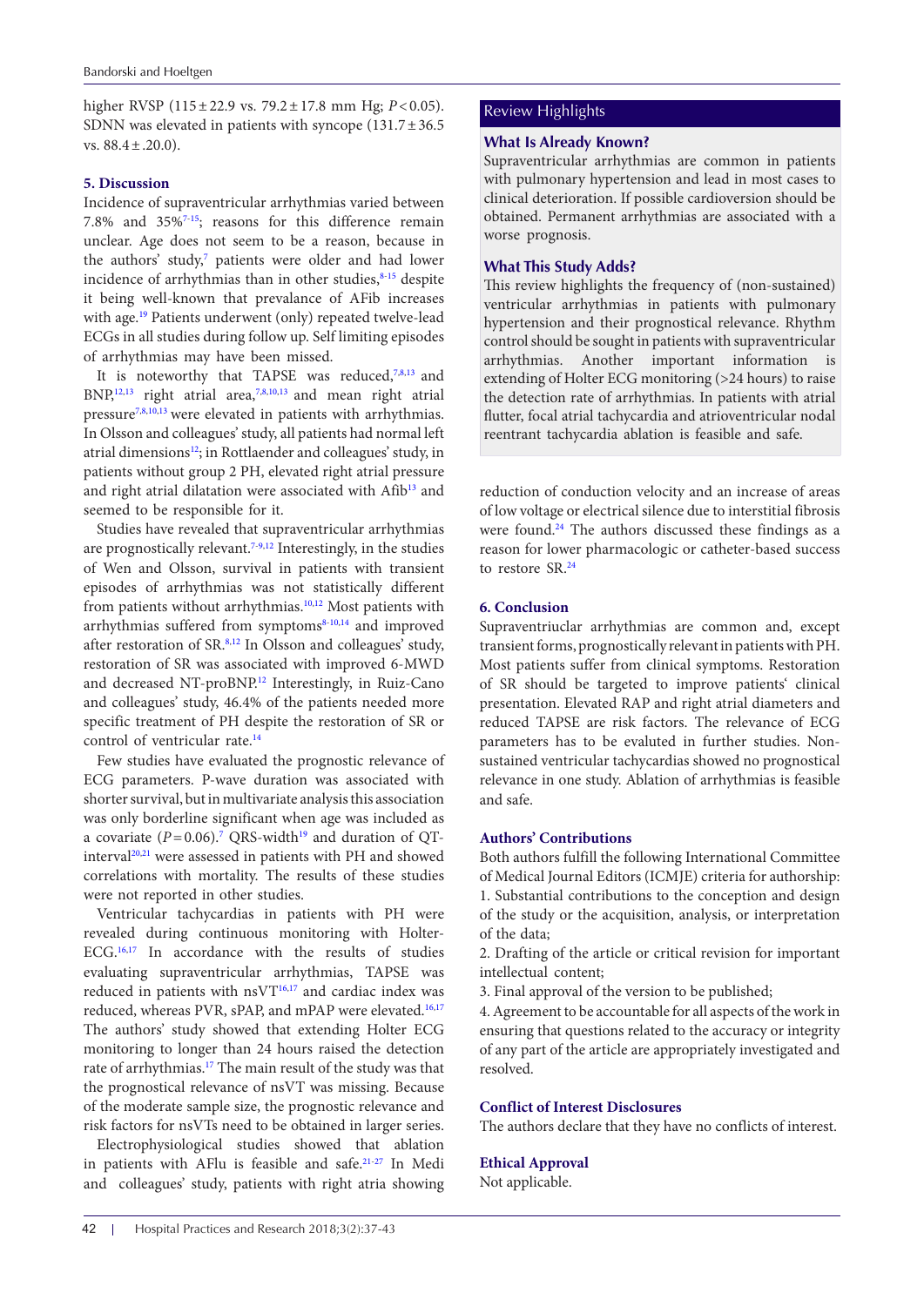higher RVSP (115 ± 22.9 vs. 79.2 ± 17.8 mm Hg; $P < 0.05$). SDNN was elevated in patients with syncope (131.7 ± 36.5 vs. 88.4 ± .20.0).

## 5. Discussion

Incidence of supraventricular arrhythmias varied between 7.8% and 35%[7-15]; reasons for this difference remain unclear. Age does not seem to be a reason, because in the authors' study,[7] patients were older and had lower incidence of arrhythmias than in other studies,[8-15] despite it being well-known that prevalance of AFib increases with age.[19] Patients underwent (only) repeated twelve-lead ECGs in all studies during follow up. Self limiting episodes of arrhythmias may have been missed.

It is noteworthy that TAPSE was reduced,[7,8,13] and BNP,[12,13] right atrial area,[7,8,10,13] and mean right atrial pressure[7,8,10,13] were elevated in patients with arrhythmias. In Olsson and colleagues' study, all patients had normal left atrial dimensions[12]; in Rottlaender and colleagues' study, in patients without group 2 PH, elevated right atrial pressure and right atrial dilatation were associated with Afib[13] and seemed to be responsible for it.

Studies have revealed that supraventricular arrhythmias are prognostically relevant.[7-9,12] Interestingly, in the studies of Wen and Olsson, survival in patients with transient episodes of arrhythmias was not statistically different from patients without arrhythmias.[10,12] Most patients with arrhythmias suffered from symptoms[8-10,14] and improved after restoration of SR.[8,12] In Olsson and colleagues' study, restoration of SR was associated with improved 6-MWD and decreased NT-proBNP.[12] Interestingly, in Ruiz-Cano and colleagues' study, 46.4% of the patients needed more specific treatment of PH despite the restoration of SR or control of ventricular rate.[14]

Few studies have evaluated the prognostic relevance of ECG parameters. P-wave duration was associated with shorter survival, but in multivariate analysis this association was only borderline significant when age was included as a covariate ($P = 0.06$).[7] QRS-width[19] and duration of QT-interval[20,21] were assessed in patients with PH and showed correlations with mortality. The results of these studies were not reported in other studies.

Ventricular tachycardias in patients with PH were revealed during continuous monitoring with Holter-ECG.[16,17] In accordance with the results of studies evaluating supraventricular arrhythmias, TAPSE was reduced in patients with nsVT[16,17] and cardiac index was reduced, whereas PVR, sPAP, and mPAP were elevated.[16,17] The authors' study showed that extending Holter ECG monitoring to longer than 24 hours raised the detection rate of arrhythmias.[17] The main result of the study was that the prognostical relevance of nsVT was missing. Because of the moderate sample size, the prognostic relevance and risk factors for nsVTs need to be obtained in larger series.

Electrophysiological studies showed that ablation in patients with AFlu is feasible and safe.[21-27] In Medi and colleagues' study, patients with right atria showing reduction of conduction velocity and an increase of areas of low voltage or electrical silence due to interstitial fibrosis were found.[24] The authors discussed these findings as a reason for lower pharmacologic or catheter-based success to restore SR.[24]

> **Review Highlights**
>
> **What Is Already Known?**
>
> Supraventricular arrhythmias are common in patients with pulmonary hypertension and lead in most cases to clinical deterioration. If possible cardioversion should be obtained. Permanent arrhythmias are associated with a worse prognosis.
>
> **What This Study Adds?**
>
> This review highlights the frequency of (non-sustained) ventricular arrhythmias in patients with pulmonary hypertension and their prognostical relevance. Rhythm control should be sought in patients with supraventricular arrhythmias. Another important information is extending of Holter ECG monitoring (>24 hours) to raise the detection rate of arrhythmias. In patients with atrial flutter, focal atrial tachycardia and atrioventricular nodal reentrant tachycardia ablation is feasible and safe.

## 6. Conclusion

Supraventriuclar arrhythmias are common and, except transient forms, prognostically relevant in patients with PH. Most patients suffer from clinical symptoms. Restoration of SR should be targeted to improve patients' clinical presentation. Elevated RAP and right atrial diameters and reduced TAPSE are risk factors. The relevance of ECG parameters has to be evaluted in further studies. Non-sustained ventricular tachycardias showed no prognostical relevance in one study. Ablation of arrhythmias is feasible and safe.

## Authors' Contributions

Both authors fulfill the following International Committee of Medical Journal Editors (ICMJE) criteria for authorship:

1. Substantial contributions to the conception and design of the study or the acquisition, analysis, or interpretation of the data;
2. Drafting of the article or critical revision for important intellectual content;
3. Final approval of the version to be published;
4. Agreement to be accountable for all aspects of the work in ensuring that questions related to the accuracy or integrity of any part of the article are appropriately investigated and resolved.

## Conflict of Interest Disclosures

The authors declare that they have no conflicts of interest.

## Ethical Approval

Not applicable.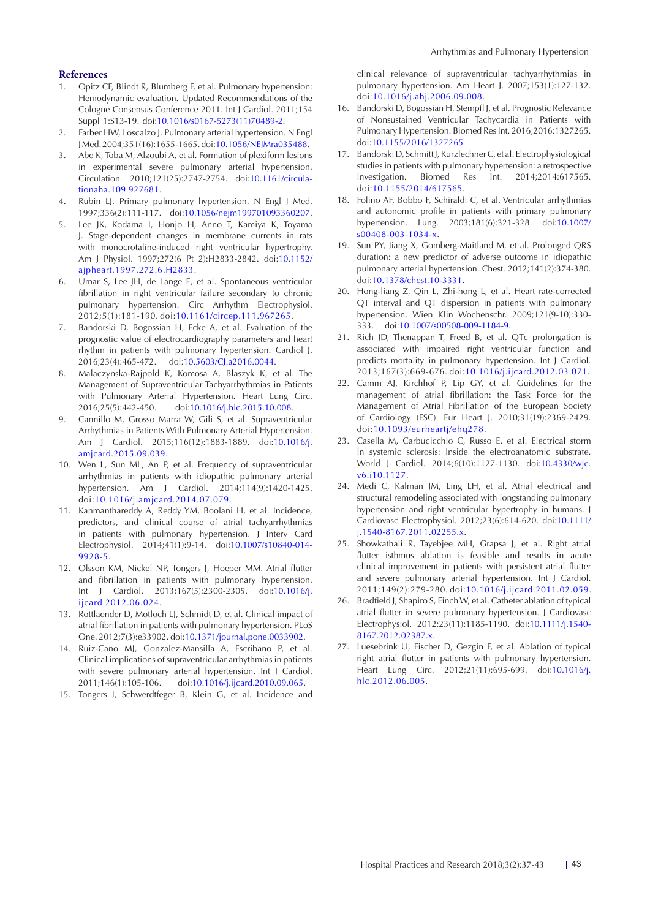## References

1. Opitz CF, Blindt R, Blumberg F, et al. Pulmonary hypertension: Hemodynamic evaluation. Updated Recommendations of the Cologne Consensus Conference 2011. Int J Cardiol. 2011;154 Suppl 1:S13-19. doi:10.1016/s0167-5273(11)70489-2.
2. Farber HW, Loscalzo J. Pulmonary arterial hypertension. N Engl J Med. 2004;351(16):1655-1665. doi:10.1056/NEJMra035488.
3. Abe K, Toba M, Alzoubi A, et al. Formation of plexiform lesions in experimental severe pulmonary arterial hypertension. Circulation. 2010;121(25):2747-2754. doi:10.1161/circulationaha.109.927681.
4. Rubin LJ. Primary pulmonary hypertension. N Engl J Med. 1997;336(2):111-117. doi:10.1056/nejm199701093360207.
5. Lee JK, Kodama I, Honjo H, Anno T, Kamiya K, Toyama J. Stage-dependent changes in membrane currents in rats with monocrotaline-induced right ventricular hypertrophy. Am J Physiol. 1997;272(6 Pt 2):H2833-2842. doi:10.1152/ajpheart.1997.272.6.H2833.
6. Umar S, Lee JH, de Lange E, et al. Spontaneous ventricular fibrillation in right ventricular failure secondary to chronic pulmonary hypertension. Circ Arrhythm Electrophysiol. 2012;5(1):181-190. doi:10.1161/circep.111.967265.
7. Bandorski D, Bogossian H, Ecke A, et al. Evaluation of the prognostic value of electrocardiography parameters and heart rhythm in patients with pulmonary hypertension. Cardiol J. 2016;23(4):465-472. doi:10.5603/CJ.a2016.0044.
8. Malaczynska-Rajpold K, Komosa A, Blaszyk K, et al. The Management of Supraventricular Tachyarrhythmias in Patients with Pulmonary Arterial Hypertension. Heart Lung Circ. 2016;25(5):442-450. doi:10.1016/j.hlc.2015.10.008.
9. Cannillo M, Grosso Marra W, Gili S, et al. Supraventricular Arrhythmias in Patients With Pulmonary Arterial Hypertension. Am J Cardiol. 2015;116(12):1883-1889. doi:10.1016/j.amjcard.2015.09.039.
10. Wen L, Sun ML, An P, et al. Frequency of supraventricular arrhythmias in patients with idiopathic pulmonary arterial hypertension. Am J Cardiol. 2014;114(9):1420-1425. doi:10.1016/j.amjcard.2014.07.079.
11. Kanmanthareddy A, Reddy YM, Boolani H, et al. Incidence, predictors, and clinical course of atrial tachyarrhythmias in patients with pulmonary hypertension. J Interv Card Electrophysiol. 2014;41(1):9-14. doi:10.1007/s10840-014-9928-5.
12. Olsson KM, Nickel NP, Tongers J, Hoeper MM. Atrial flutter and fibrillation in patients with pulmonary hypertension. Int J Cardiol. 2013;167(5):2300-2305. doi:10.1016/j.ijcard.2012.06.024.
13. Rottlaender D, Motloch LJ, Schmidt D, et al. Clinical impact of atrial fibrillation in patients with pulmonary hypertension. PLoS One. 2012;7(3):e33902. doi:10.1371/journal.pone.0033902.
14. Ruiz-Cano MJ, Gonzalez-Mansilla A, Escribano P, et al. Clinical implications of supraventricular arrhythmias in patients with severe pulmonary arterial hypertension. Int J Cardiol. 2011;146(1):105-106. doi:10.1016/j.ijcard.2010.09.065.
15. Tongers J, Schwerdtfeger B, Klein G, et al. Incidence and clinical relevance of supraventricular tachyarrhythmias in pulmonary hypertension. Am Heart J. 2007;153(1):127-132. doi:10.1016/j.ahj.2006.09.008.
16. Bandorski D, Bogossian H, Stempfl J, et al. Prognostic Relevance of Nonsustained Ventricular Tachycardia in Patients with Pulmonary Hypertension. Biomed Res Int. 2016;2016:1327265. doi:10.1155/2016/1327265
17. Bandorski D, Schmitt J, Kurzlechner C, et al. Electrophysiological studies in patients with pulmonary hypertension: a retrospective investigation. Biomed Res Int. 2014;2014:617565. doi:10.1155/2014/617565.
18. Folino AF, Bobbo F, Schiraldi C, et al. Ventricular arrhythmias and autonomic profile in patients with primary pulmonary hypertension. Lung. 2003;181(6):321-328. doi:10.1007/s00408-003-1034-x.
19. Sun PY, Jiang X, Gomberg-Maitland M, et al. Prolonged QRS duration: a new predictor of adverse outcome in idiopathic pulmonary arterial hypertension. Chest. 2012;141(2):374-380. doi:10.1378/chest.10-3331.
20. Hong-liang Z, Qin L, Zhi-hong L, et al. Heart rate-corrected QT interval and QT dispersion in patients with pulmonary hypertension. Wien Klin Wochenschr. 2009;121(9-10):330-333. doi:10.1007/s00508-009-1184-9.
21. Rich JD, Thenappan T, Freed B, et al. QTc prolongation is associated with impaired right ventricular function and predicts mortality in pulmonary hypertension. Int J Cardiol. 2013;167(3):669-676. doi:10.1016/j.ijcard.2012.03.071.
22. Camm AJ, Kirchhof P, Lip GY, et al. Guidelines for the management of atrial fibrillation: the Task Force for the Management of Atrial Fibrillation of the European Society of Cardiology (ESC). Eur Heart J. 2010;31(19):2369-2429. doi:10.1093/eurheartj/ehq278.
23. Casella M, Carbucicchio C, Russo E, et al. Electrical storm in systemic sclerosis: Inside the electroanatomic substrate. World J Cardiol. 2014;6(10):1127-1130. doi:10.4330/wjc.v6.i10.1127.
24. Medi C, Kalman JM, Ling LH, et al. Atrial electrical and structural remodeling associated with longstanding pulmonary hypertension and right ventricular hypertrophy in humans. J Cardiovasc Electrophysiol. 2012;23(6):614-620. doi:10.1111/j.1540-8167.2011.02255.x.
25. Showkathali R, Tayebjee MH, Grapsa J, et al. Right atrial flutter isthmus ablation is feasible and results in acute clinical improvement in patients with persistent atrial flutter and severe pulmonary arterial hypertension. Int J Cardiol. 2011;149(2):279-280. doi:10.1016/j.ijcard.2011.02.059.
26. Bradfield J, Shapiro S, Finch W, et al. Catheter ablation of typical atrial flutter in severe pulmonary hypertension. J Cardiovasc Electrophysiol. 2012;23(11):1185-1190. doi:10.1111/j.1540-8167.2012.02387.x.
27. Luesebrink U, Fischer D, Gezgin F, et al. Ablation of typical right atrial flutter in patients with pulmonary hypertension. Heart Lung Circ. 2012;21(11):695-699. doi:10.1016/j.hlc.2012.06.005.